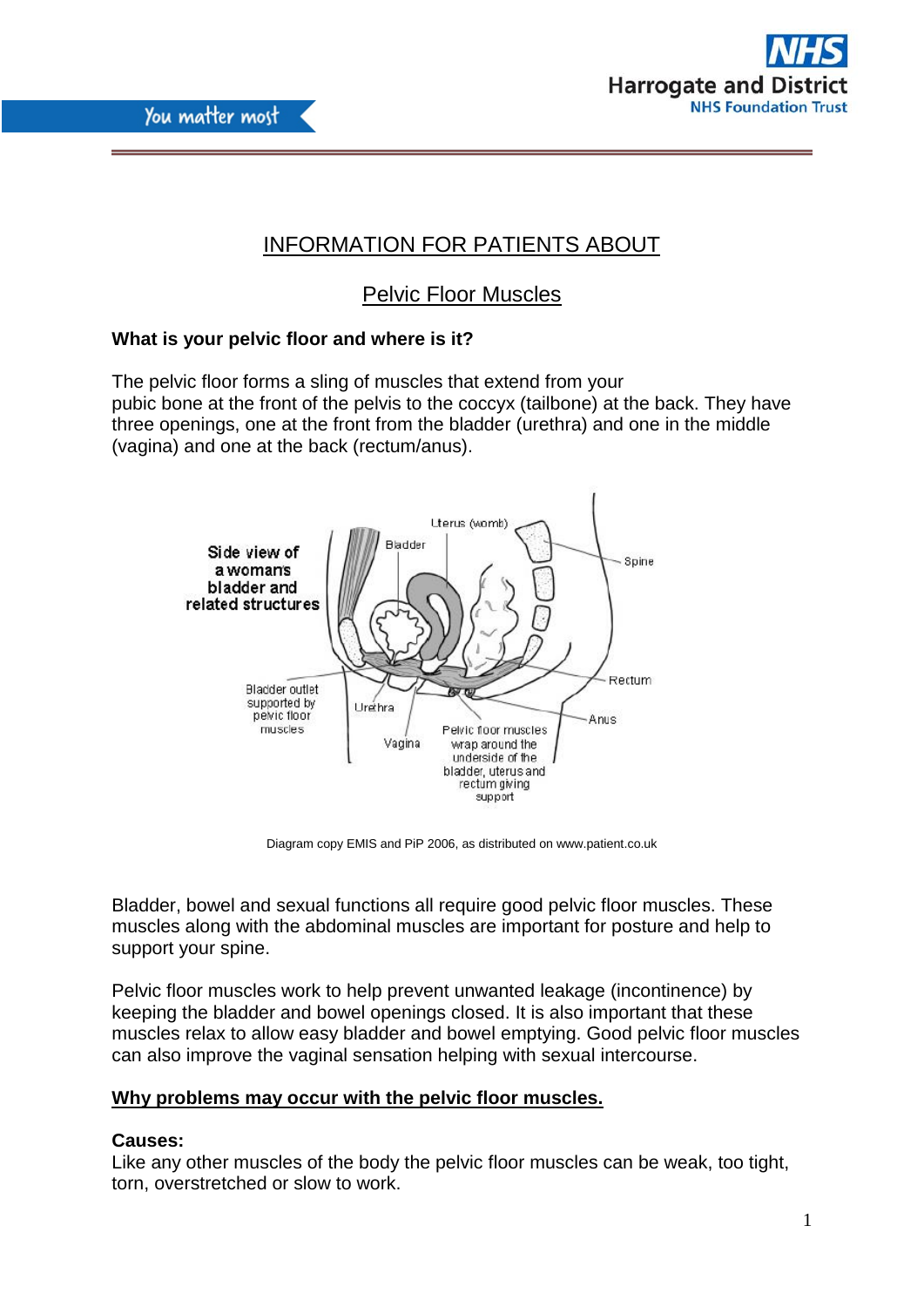# INFORMATION FOR PATIENTS ABOUT

## Pelvic Floor Muscles

**What is your pelvic floor and where is it?**

The pelvic floor forms a sling of muscles that extend from your pubic bone at the front of the pelvis to the coccyx (tailbone) at the back. They have three openings, one at the front from the bladder (urethra) and one in the middle (vagina) and one at the back (rectum/anus).

Diagram copy EMIS and PiP 2006, as distributed on www.patient.co.uk

Bladder, bowel and sexual functions all require good pelvic floor muscles. These muscles along with the abdominal muscles are important for posture and help to support your spine.

Pelvic floor muscles work to help prevent unwanted leakage (incontinence) by keeping the bladder and bowel openings closed. It is also important that these muscles relax to allow easy bladder and bowel emptying. Good pelvic floor muscles can also improve the vaginal sensation helping with sexual intercourse.

**Why problems may occur with the pelvic floor muscles.**

**Causes:**

Like any other muscles of the body the pelvic floor muscles can be weak, too tight, torn, overstretched or slow to work.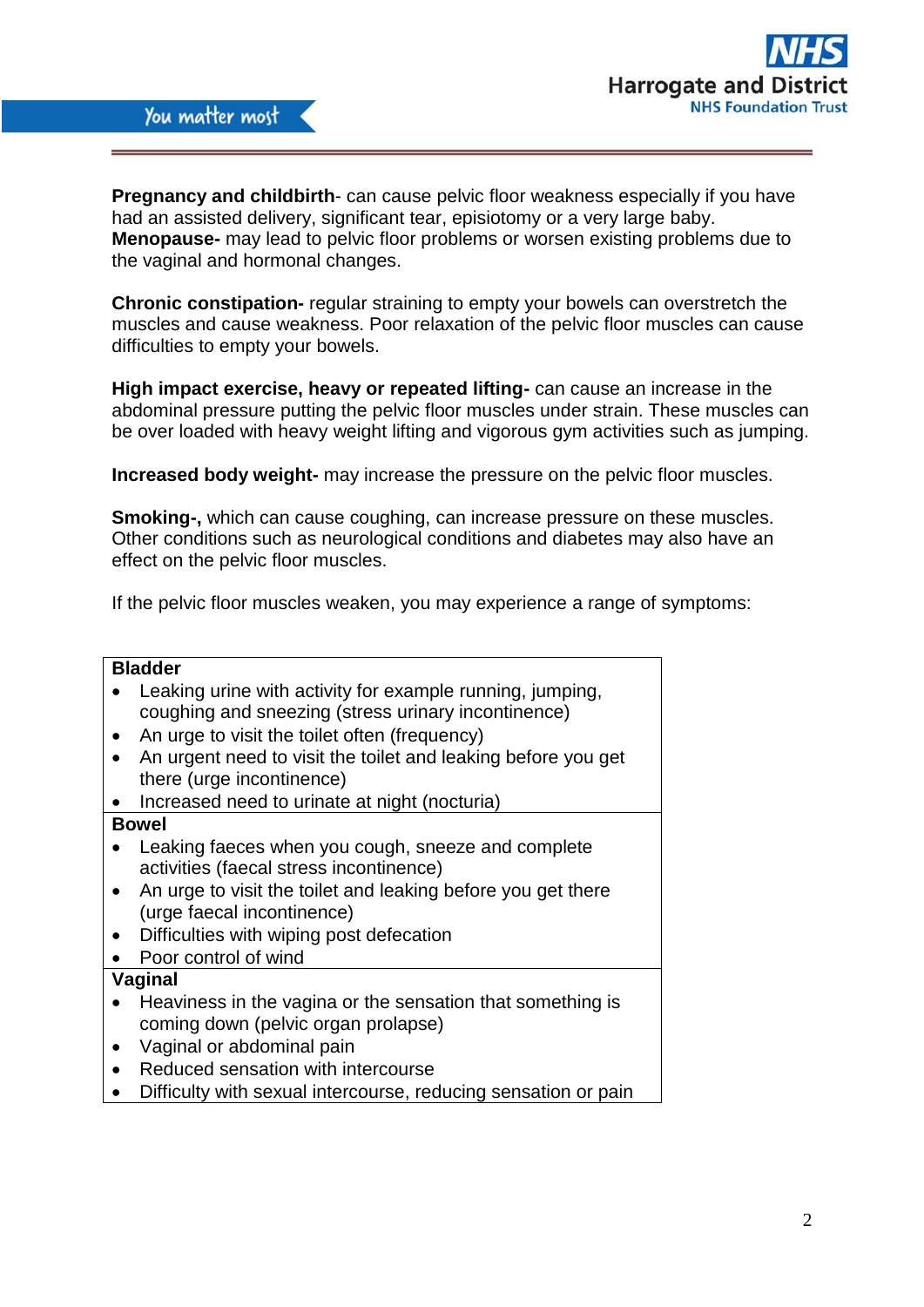**Pregnancy and childbirth**- can cause pelvic floor weakness especially if you have had an assisted delivery, significant tear, episiotomy or a very large baby.
**Menopause-** may lead to pelvic floor problems or worsen existing problems due to the vaginal and hormonal changes.

**Chronic constipation-** regular straining to empty your bowels can overstretch the muscles and cause weakness. Poor relaxation of the pelvic floor muscles can cause difficulties to empty your bowels.

**High impact exercise, heavy or repeated lifting-** can cause an increase in the abdominal pressure putting the pelvic floor muscles under strain. These muscles can be over loaded with heavy weight lifting and vigorous gym activities such as jumping.

**Increased body weight-** may increase the pressure on the pelvic floor muscles.

**Smoking-,** which can cause coughing, can increase pressure on these muscles. Other conditions such as neurological conditions and diabetes may also have an effect on the pelvic floor muscles.

If the pelvic floor muscles weaken, you may experience a range of symptoms:

**Bladder**

- Leaking urine with activity for example running, jumping, coughing and sneezing (stress urinary incontinence)
- An urge to visit the toilet often (frequency)
- An urgent need to visit the toilet and leaking before you get there (urge incontinence)
- Increased need to urinate at night (nocturia)

**Bowel**

- Leaking faeces when you cough, sneeze and complete activities (faecal stress incontinence)
- An urge to visit the toilet and leaking before you get there (urge faecal incontinence)
- Difficulties with wiping post defecation
- Poor control of wind

**Vaginal**

- Heaviness in the vagina or the sensation that something is coming down (pelvic organ prolapse)
- Vaginal or abdominal pain
- Reduced sensation with intercourse
- Difficulty with sexual intercourse, reducing sensation or pain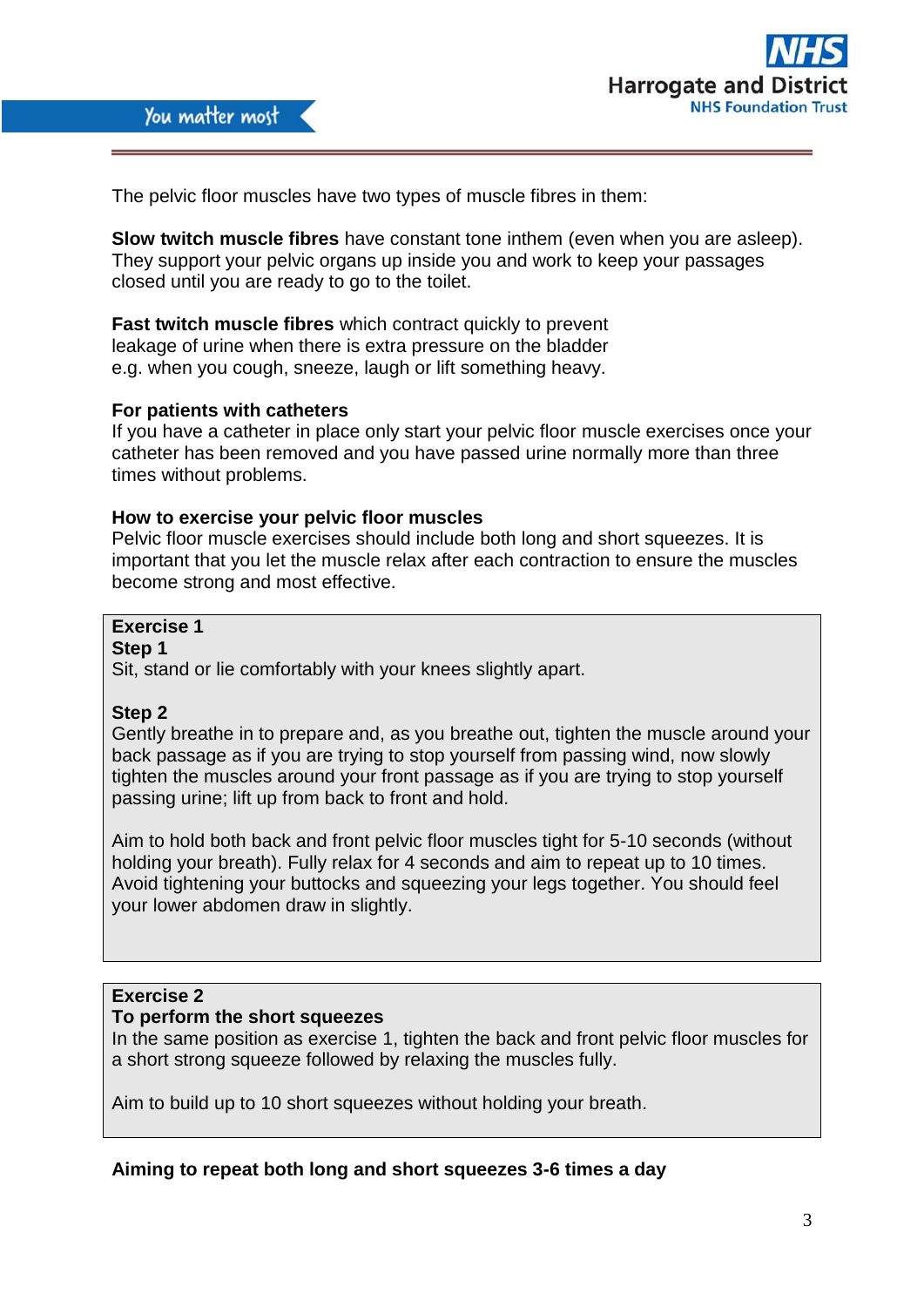The pelvic floor muscles have two types of muscle fibres in them:

**Slow twitch muscle fibres** have constant tone inthem (even when you are asleep). They support your pelvic organs up inside you and work to keep your passages closed until you are ready to go to the toilet.

**Fast twitch muscle fibres** which contract quickly to prevent leakage of urine when there is extra pressure on the bladder e.g. when you cough, sneeze, laugh or lift something heavy.

**For patients with catheters**

If you have a catheter in place only start your pelvic floor muscle exercises once your catheter has been removed and you have passed urine normally more than three times without problems.

**How to exercise your pelvic floor muscles**

Pelvic floor muscle exercises should include both long and short squeezes. It is important that you let the muscle relax after each contraction to ensure the muscles become strong and most effective.

**Exercise 1**

**Step 1**

Sit, stand or lie comfortably with your knees slightly apart.

**Step 2**

Gently breathe in to prepare and, as you breathe out, tighten the muscle around your back passage as if you are trying to stop yourself from passing wind, now slowly tighten the muscles around your front passage as if you are trying to stop yourself passing urine; lift up from back to front and hold.

Aim to hold both back and front pelvic floor muscles tight for 5-10 seconds (without holding your breath). Fully relax for 4 seconds and aim to repeat up to 10 times. Avoid tightening your buttocks and squeezing your legs together. You should feel your lower abdomen draw in slightly.

**Exercise 2**

**To perform the short squeezes**

In the same position as exercise 1, tighten the back and front pelvic floor muscles for a short strong squeeze followed by relaxing the muscles fully.

Aim to build up to 10 short squeezes without holding your breath.

**Aiming to repeat both long and short squeezes 3-6 times a day**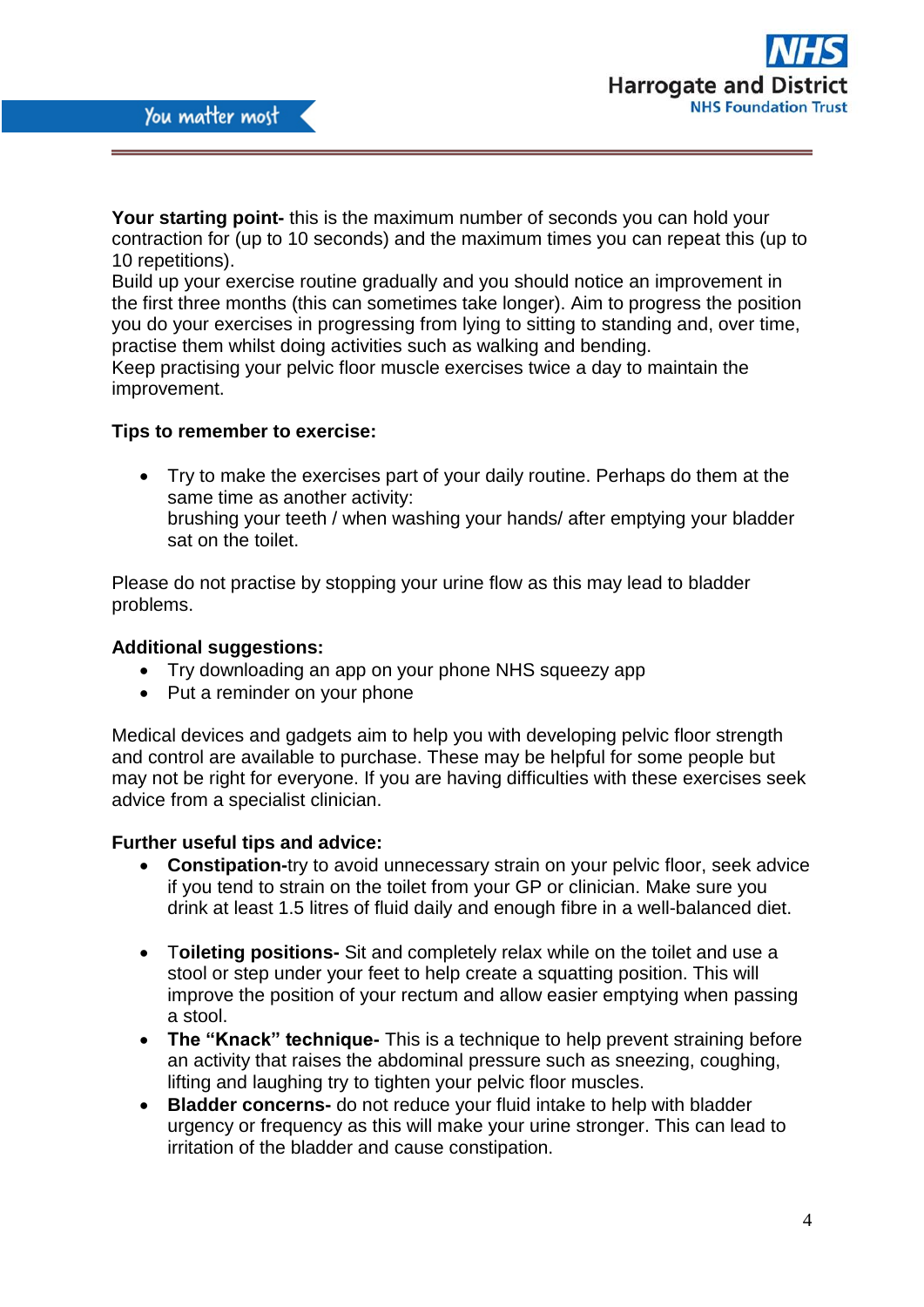**Your starting point-** this is the maximum number of seconds you can hold your contraction for (up to 10 seconds) and the maximum times you can repeat this (up to 10 repetitions).
Build up your exercise routine gradually and you should notice an improvement in the first three months (this can sometimes take longer). Aim to progress the position you do your exercises in progressing from lying to sitting to standing and, over time, practise them whilst doing activities such as walking and bending.
Keep practising your pelvic floor muscle exercises twice a day to maintain the improvement.

**Tips to remember to exercise:**

- Try to make the exercises part of your daily routine. Perhaps do them at the same time as another activity:
  brushing your teeth / when washing your hands/ after emptying your bladder sat on the toilet.

Please do not practise by stopping your urine flow as this may lead to bladder problems.

**Additional suggestions:**

- Try downloading an app on your phone NHS squeezy app
- Put a reminder on your phone

Medical devices and gadgets aim to help you with developing pelvic floor strength and control are available to purchase. These may be helpful for some people but may not be right for everyone. If you are having difficulties with these exercises seek advice from a specialist clinician.

**Further useful tips and advice:**

- **Constipation-**try to avoid unnecessary strain on your pelvic floor, seek advice if you tend to strain on the toilet from your GP or clinician. Make sure you drink at least 1.5 litres of fluid daily and enough fibre in a well-balanced diet.

- **Toileting positions-** Sit and completely relax while on the toilet and use a stool or step under your feet to help create a squatting position. This will improve the position of your rectum and allow easier emptying when passing a stool.
- **The "Knack" technique-** This is a technique to help prevent straining before an activity that raises the abdominal pressure such as sneezing, coughing, lifting and laughing try to tighten your pelvic floor muscles.
- **Bladder concerns-** do not reduce your fluid intake to help with bladder urgency or frequency as this will make your urine stronger. This can lead to irritation of the bladder and cause constipation.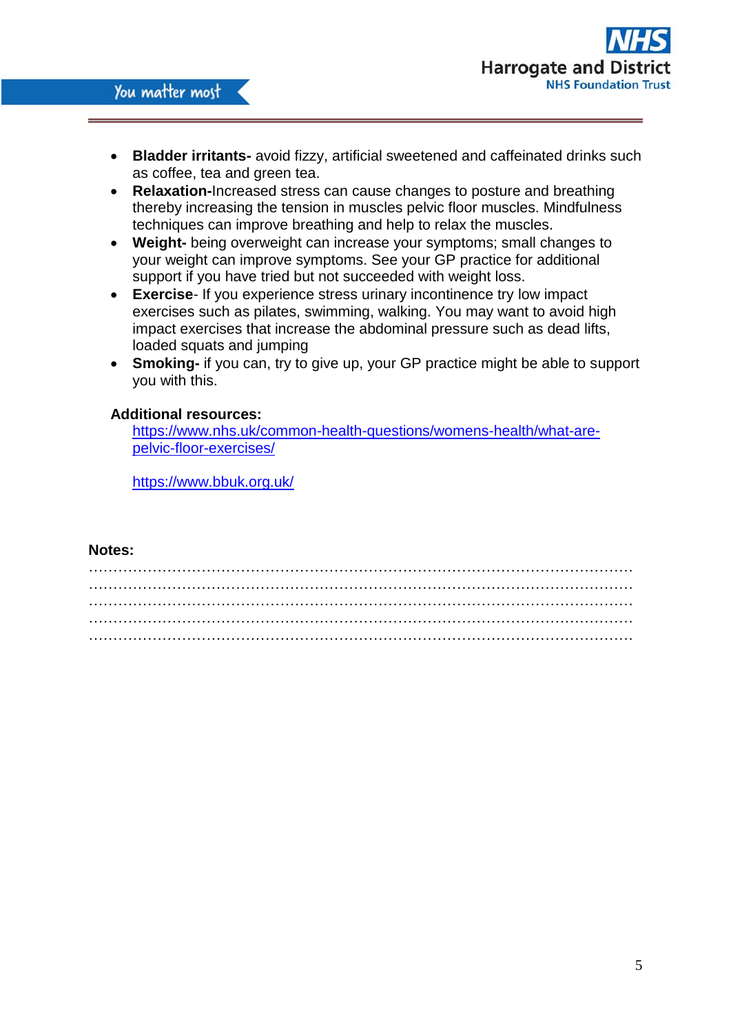- **Bladder irritants-** avoid fizzy, artificial sweetened and caffeinated drinks such as coffee, tea and green tea.
- **Relaxation-**Increased stress can cause changes to posture and breathing thereby increasing the tension in muscles pelvic floor muscles. Mindfulness techniques can improve breathing and help to relax the muscles.
- **Weight-** being overweight can increase your symptoms; small changes to your weight can improve symptoms. See your GP practice for additional support if you have tried but not succeeded with weight loss.
- **Exercise**- If you experience stress urinary incontinence try low impact exercises such as pilates, swimming, walking. You may want to avoid high impact exercises that increase the abdominal pressure such as dead lifts, loaded squats and jumping
- **Smoking-** if you can, try to give up, your GP practice might be able to support you with this.

**Additional resources:**

https://www.nhs.uk/common-health-questions/womens-health/what-are-pelvic-floor-exercises/

https://www.bbuk.org.uk/

**Notes:**

…………………………………………………………………………………………………
…………………………………………………………………………………………………
…………………………………………………………………………………………………
…………………………………………………………………………………………………
…………………………………………………………………………………………………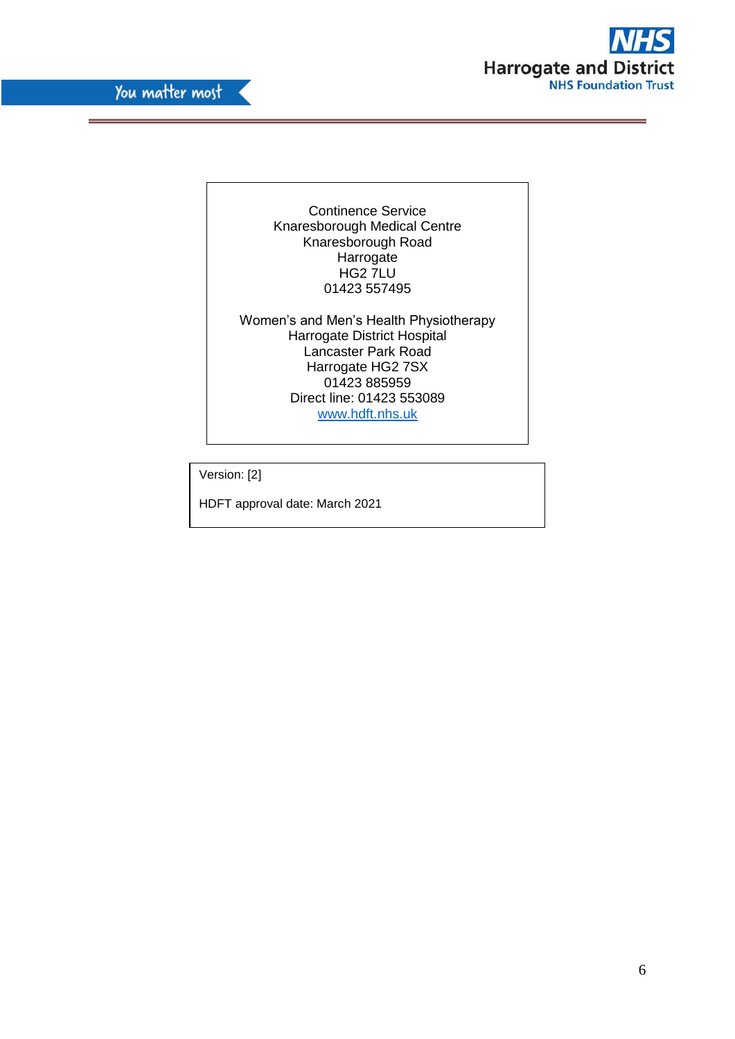Continence Service
Knaresborough Medical Centre
Knaresborough Road
Harrogate
HG2 7LU
01423 557495

Women's and Men's Health Physiotherapy
Harrogate District Hospital
Lancaster Park Road
Harrogate HG2 7SX
01423 885959
Direct line: 01423 553089
www.hdft.nhs.uk

Version: [2]

HDFT approval date: March 2021